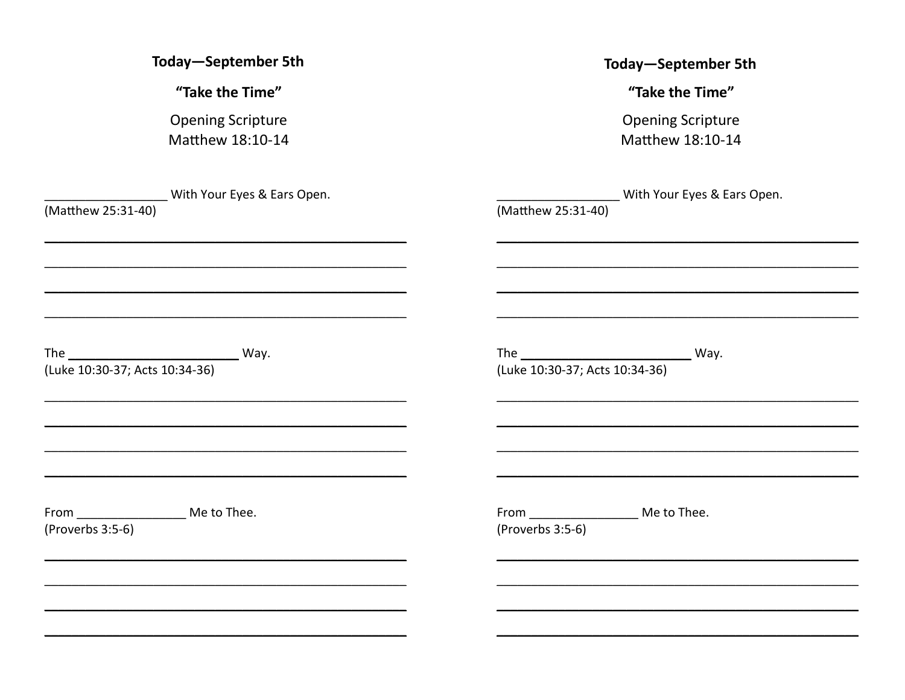**Today—September 5th**

**"Take the Time"**

Opening Scripture
Matthew 18:10-14

__________________ With Your Eyes & Ears Open.
(Matthew 25:31-40)

_____________________________________________________

_____________________________________________________

_____________________________________________________

_____________________________________________________

The _________________________ Way.
(Luke 10:30-37; Acts 10:34-36)

_____________________________________________________

_____________________________________________________

_____________________________________________________

_____________________________________________________

From ________________ Me to Thee.
(Proverbs 3:5-6)

_____________________________________________________

_____________________________________________________

_____________________________________________________

_____________________________________________________

**Today—September 5th**

**"Take the Time"**

Opening Scripture
Matthew 18:10-14

__________________ With Your Eyes & Ears Open.
(Matthew 25:31-40)

_____________________________________________________

_____________________________________________________

_____________________________________________________

_____________________________________________________

The _________________________ Way.
(Luke 10:30-37; Acts 10:34-36)

_____________________________________________________

_____________________________________________________

_____________________________________________________

_____________________________________________________

From ________________ Me to Thee.
(Proverbs 3:5-6)

_____________________________________________________

_____________________________________________________

_____________________________________________________

_____________________________________________________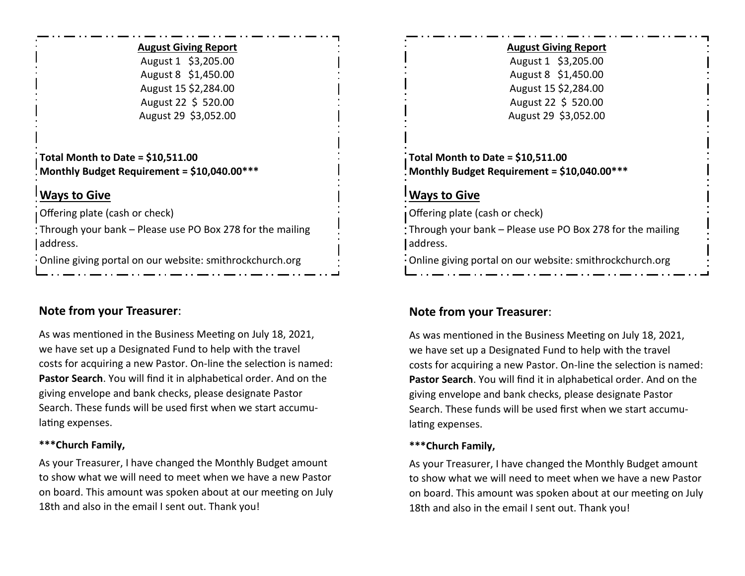**August Giving Report**

August 1 $3,205.00
August 8 $1,450.00
August 15 $2,284.00
August 22 $ 520.00
August 29 $3,052.00

**Total Month to Date = $10,511.00**
**Monthly Budget Requirement = $10,040.00***\***

## Ways to Give

Offering plate (cash or check)

Through your bank – Please use PO Box 278 for the mailing address.

Online giving portal on our website: smithrockchurch.org

**Note from your Treasurer**:

As was mentioned in the Business Meeting on July 18, 2021, we have set up a Designated Fund to help with the travel costs for acquiring a new Pastor. On-line the selection is named: **Pastor Search**. You will find it in alphabetical order. And on the giving envelope and bank checks, please designate Pastor Search. These funds will be used first when we start accumulating expenses.

**\*\*\*Church Family,**

As your Treasurer, I have changed the Monthly Budget amount to show what we will need to meet when we have a new Pastor on board. This amount was spoken about at our meeting on July 18th and also in the email I sent out. Thank you!

**August Giving Report**

August 1 $3,205.00
August 8 $1,450.00
August 15 $2,284.00
August 22 $ 520.00
August 29 $3,052.00

**Total Month to Date = $10,511.00**
**Monthly Budget Requirement = $10,040.00***\***

## Ways to Give

Offering plate (cash or check)

Through your bank – Please use PO Box 278 for the mailing address.

Online giving portal on our website: smithrockchurch.org

**Note from your Treasurer**:

As was mentioned in the Business Meeting on July 18, 2021, we have set up a Designated Fund to help with the travel costs for acquiring a new Pastor. On-line the selection is named: **Pastor Search**. You will find it in alphabetical order. And on the giving envelope and bank checks, please designate Pastor Search. These funds will be used first when we start accumulating expenses.

**\*\*\*Church Family,**

As your Treasurer, I have changed the Monthly Budget amount to show what we will need to meet when we have a new Pastor on board. This amount was spoken about at our meeting on July 18th and also in the email I sent out. Thank you!